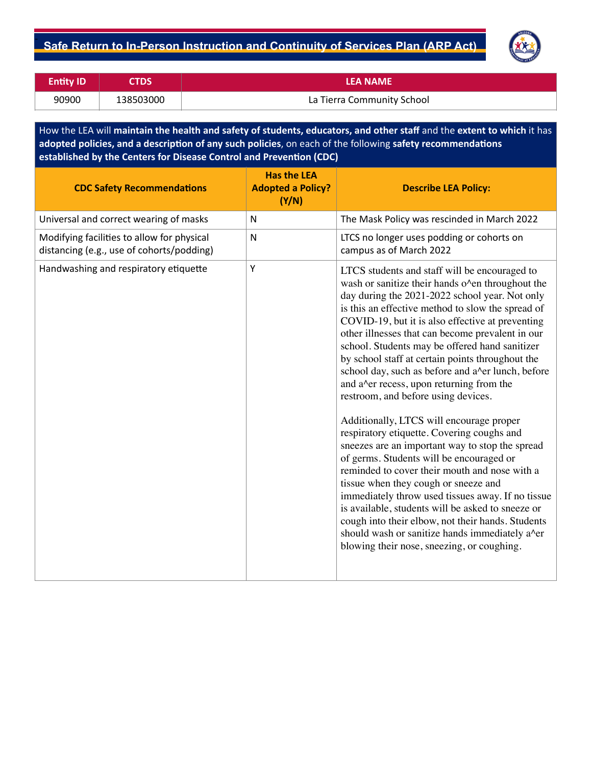# Safe Return to In-Person Instruction and Continuity of Services Plan (ARP Act)

| Entity ID | CTDS | LEA NAME |
|---|---|---|
| 90900 | 138503000 | La Tierra Community School |

How the LEA will **maintain the health and safety of students, educators, and other staff** and the **extent to which** it has **adopted policies, and a description of any such policies**, on each of the following **safety recommendations established by the Centers for Disease Control and Prevention (CDC)**

| CDC Safety Recommendations | Has the LEA Adopted a Policy? (Y/N) | Describe LEA Policy: |
|---|---|---|
| Universal and correct wearing of masks | N | The Mask Policy was rescinded in March 2022 |
| Modifying facilities to allow for physical distancing (e.g., use of cohorts/podding) | N | LTCS no longer uses podding or cohorts on campus as of March 2022 |
| Handwashing and respiratory etiquette | Y | LTCS students and staff will be encouraged to wash or sanitize their hands o^en throughout the day during the 2021-2022 school year. Not only is this an effective method to slow the spread of COVID-19, but it is also effective at preventing other illnesses that can become prevalent in our school. Students may be offered hand sanitizer by school staff at certain points throughout the school day, such as before and a^er lunch, before and a^er recess, upon returning from the restroom, and before using devices.<br><br>Additionally, LTCS will encourage proper respiratory etiquette. Covering coughs and sneezes are an important way to stop the spread of germs. Students will be encouraged or reminded to cover their mouth and nose with a tissue when they cough or sneeze and immediately throw used tissues away. If no tissue is available, students will be asked to sneeze or cough into their elbow, not their hands. Students should wash or sanitize hands immediately a^er blowing their nose, sneezing, or coughing. |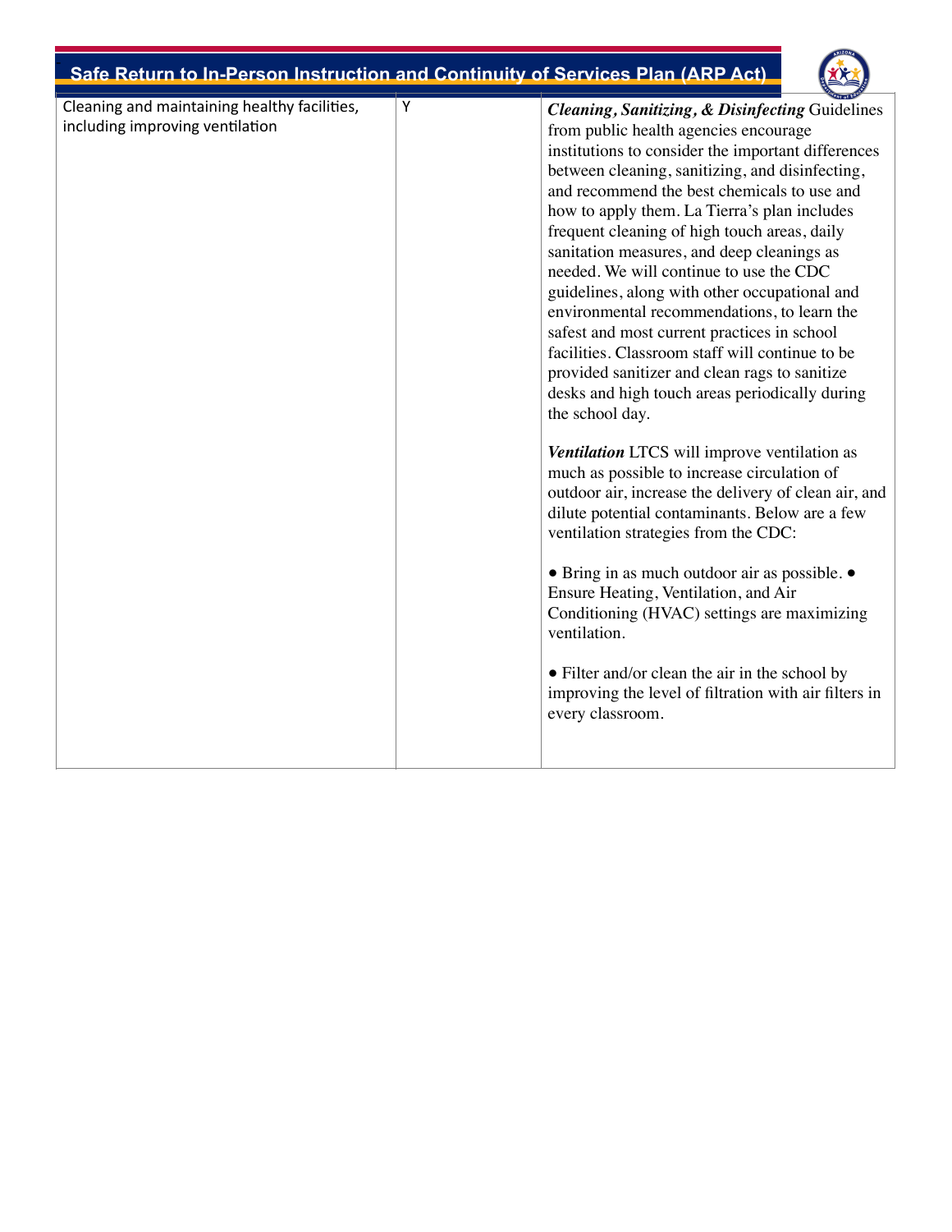| | | |
|---|---|---|
| Cleaning and maintaining healthy facilities, including improving ventilation | Y | ***Cleaning, Sanitizing, & Disinfecting*** Guidelines from public health agencies encourage institutions to consider the important differences between cleaning, sanitizing, and disinfecting, and recommend the best chemicals to use and how to apply them. La Tierra's plan includes frequent cleaning of high touch areas, daily sanitation measures, and deep cleanings as needed. We will continue to use the CDC guidelines, along with other occupational and environmental recommendations, to learn the safest and most current practices in school facilities. Classroom staff will continue to be provided sanitizer and clean rags to sanitize desks and high touch areas periodically during the school day.<br><br>***Ventilation*** LTCS will improve ventilation as much as possible to increase circulation of outdoor air, increase the delivery of clean air, and dilute potential contaminants. Below are a few ventilation strategies from the CDC:<br><br>• Bring in as much outdoor air as possible. • Ensure Heating, Ventilation, and Air Conditioning (HVAC) settings are maximizing ventilation.<br><br>• Filter and/or clean the air in the school by improving the level of filtration with air filters in every classroom. |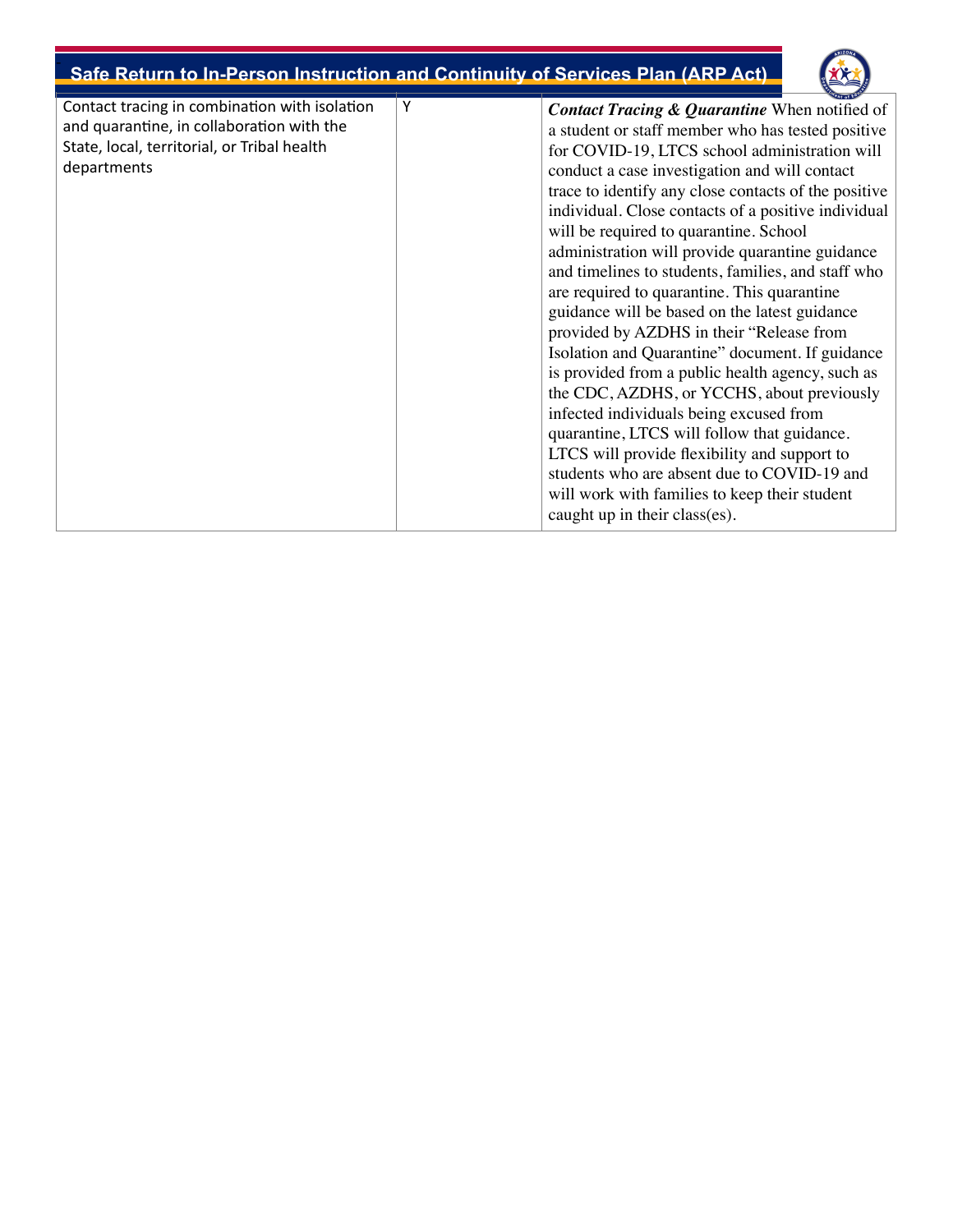| Contact tracing in combination with isolation and quarantine, in collaboration with the State, local, territorial, or Tribal health departments | Y | ***Contact Tracing & Quarantine*** When notified of a student or staff member who has tested positive for COVID-19, LTCS school administration will conduct a case investigation and will contact trace to identify any close contacts of the positive individual. Close contacts of a positive individual will be required to quarantine. School administration will provide quarantine guidance and timelines to students, families, and staff who are required to quarantine. This quarantine guidance will be based on the latest guidance provided by AZDHS in their "Release from Isolation and Quarantine" document. If guidance is provided from a public health agency, such as the CDC, AZDHS, or YCCHS, about previously infected individuals being excused from quarantine, LTCS will follow that guidance. LTCS will provide flexibility and support to students who are absent due to COVID-19 and will work with families to keep their student caught up in their class(es). |
|---|---|---|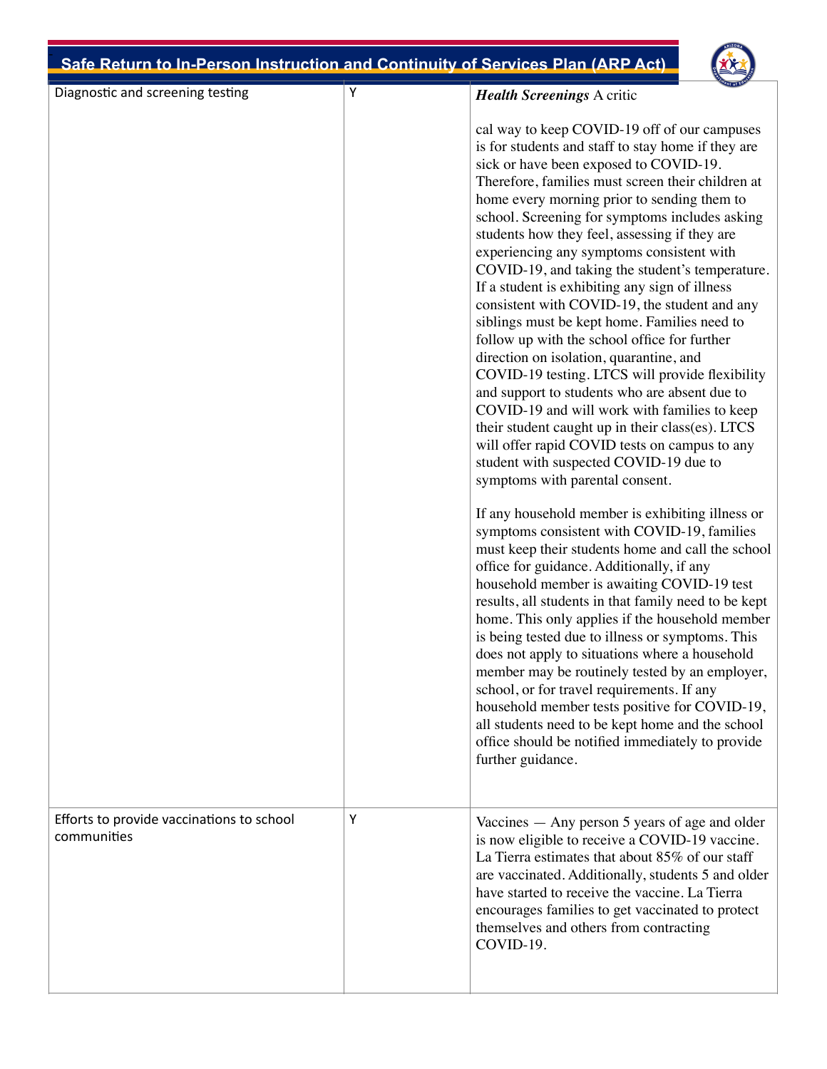| Diagnostic and screening testing | Y | ***Health Screenings*** A critical way to keep COVID-19 off of our campuses is for students and staff to stay home if they are sick or have been exposed to COVID-19. Therefore, families must screen their children at home every morning prior to sending them to school. Screening for symptoms includes asking students how they feel, assessing if they are experiencing any symptoms consistent with COVID-19, and taking the student's temperature. If a student is exhibiting any sign of illness consistent with COVID-19, the student and any siblings must be kept home. Families need to follow up with the school office for further direction on isolation, quarantine, and COVID-19 testing. LTCS will provide flexibility and support to students who are absent due to COVID-19 and will work with families to keep their student caught up in their class(es). LTCS will offer rapid COVID tests on campus to any student with suspected COVID-19 due to symptoms with parental consent.<br><br>If any household member is exhibiting illness or symptoms consistent with COVID-19, families must keep their students home and call the school office for guidance. Additionally, if any household member is awaiting COVID-19 test results, all students in that family need to be kept home. This only applies if the household member is being tested due to illness or symptoms. This does not apply to situations where a household member may be routinely tested by an employer, school, or for travel requirements. If any household member tests positive for COVID-19, all students need to be kept home and the school office should be notified immediately to provide further guidance. |
|---|---|---|
| Efforts to provide vaccinations to school communities | Y | Vaccines — Any person 5 years of age and older is now eligible to receive a COVID-19 vaccine. La Tierra estimates that about 85% of our staff are vaccinated. Additionally, students 5 and older have started to receive the vaccine. La Tierra encourages families to get vaccinated to protect themselves and others from contracting COVID-19. |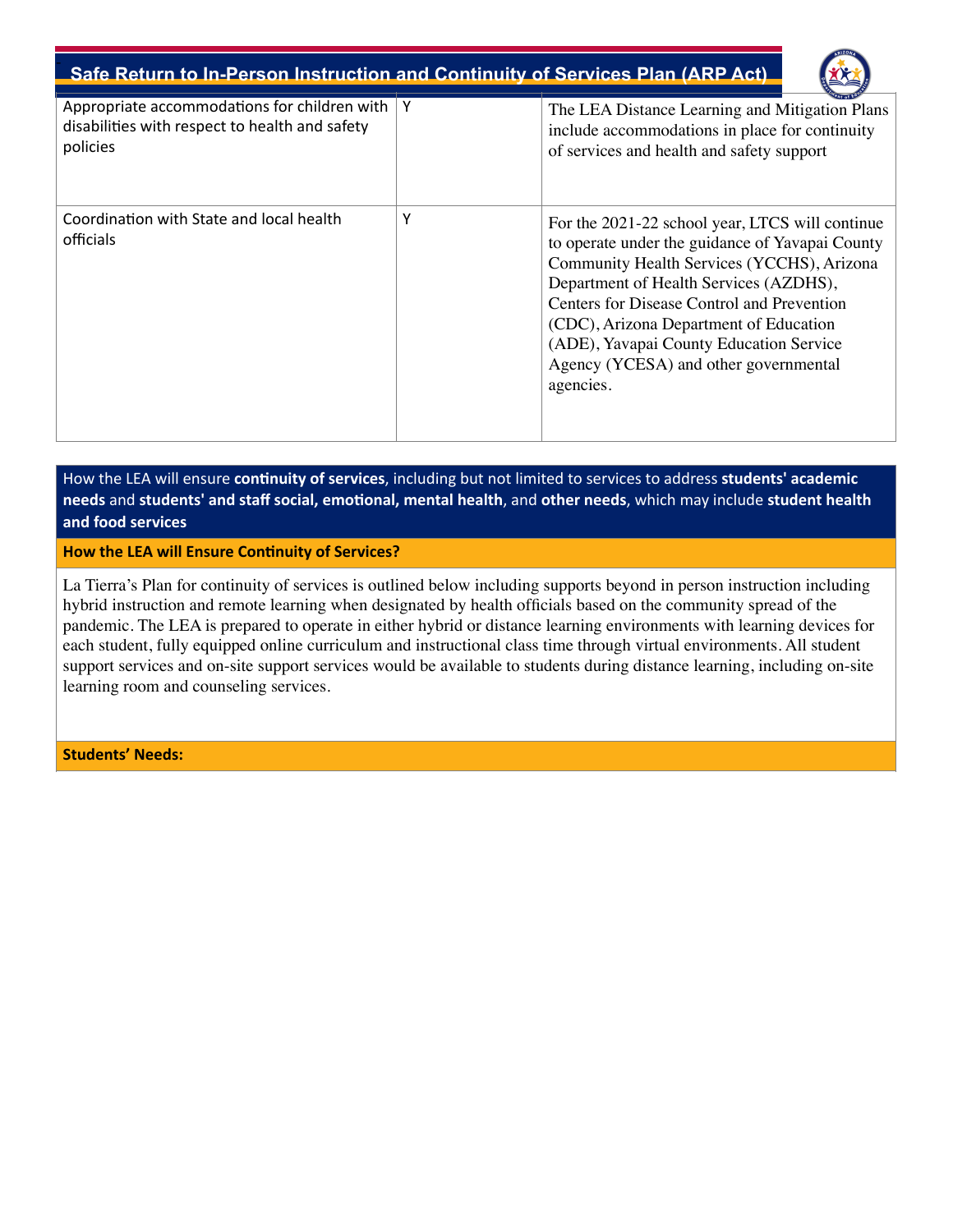| | | |
|---|---|---|
| Appropriate accommodations for children with disabilities with respect to health and safety policies | Y | The LEA Distance Learning and Mitigation Plans include accommodations in place for continuity of services and health and safety support |
| Coordination with State and local health officials | Y | For the 2021-22 school year, LTCS will continue to operate under the guidance of Yavapai County Community Health Services (YCCHS), Arizona Department of Health Services (AZDHS), Centers for Disease Control and Prevention (CDC), Arizona Department of Education (ADE), Yavapai County Education Service Agency (YCESA) and other governmental agencies. |

How the LEA will ensure **continuity of services**, including but not limited to services to address **students' academic needs** and **students' and staff social, emotional, mental health**, and **other needs**, which may include **student health and food services**

**How the LEA will Ensure Continuity of Services?**

La Tierra's Plan for continuity of services is outlined below including supports beyond in person instruction including hybrid instruction and remote learning when designated by health officials based on the community spread of the pandemic. The LEA is prepared to operate in either hybrid or distance learning environments with learning devices for each student, fully equipped online curriculum and instructional class time through virtual environments. All student support services and on-site support services would be available to students during distance learning, including on-site learning room and counseling services.

**Students' Needs:**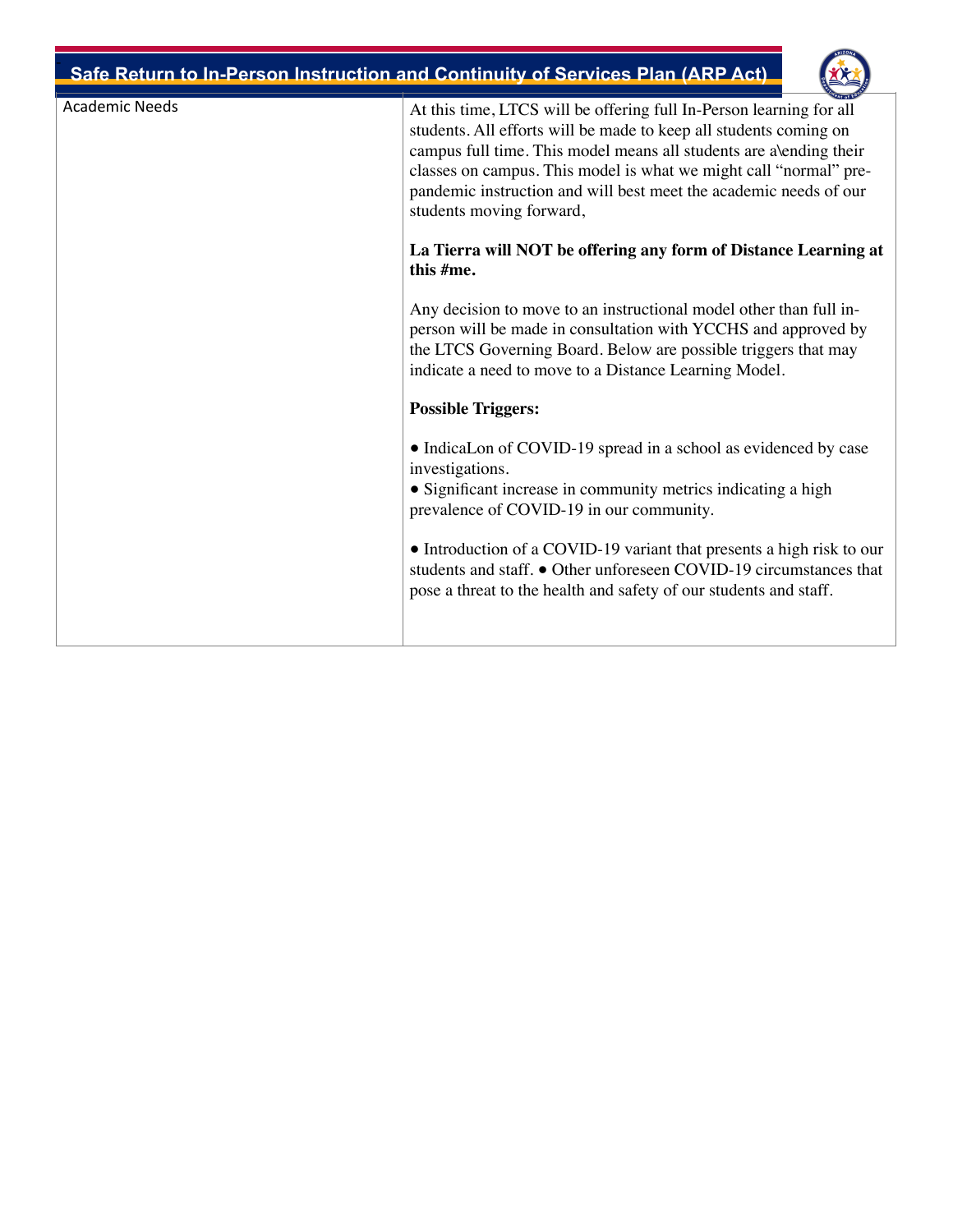| Academic Needs | At this time, LTCS will be offering full In-Person learning for all students. All efforts will be made to keep all students coming on campus full time. This model means all students are a\ending their classes on campus. This model is what we might call "normal" pre-pandemic instruction and will best meet the academic needs of our students moving forward,<br><br>**La Tierra will NOT be offering any form of Distance Learning at this #me.**<br><br>Any decision to move to an instructional model other than full in-person will be made in consultation with YCCHS and approved by the LTCS Governing Board. Below are possible triggers that may indicate a need to move to a Distance Learning Model.<br><br>**Possible Triggers:**<br><br>• IndicaLon of COVID-19 spread in a school as evidenced by case investigations.<br>• Significant increase in community metrics indicating a high prevalence of COVID-19 in our community.<br><br>• Introduction of a COVID-19 variant that presents a high risk to our students and staff. • Other unforeseen COVID-19 circumstances that pose a threat to the health and safety of our students and staff. |
|---|---|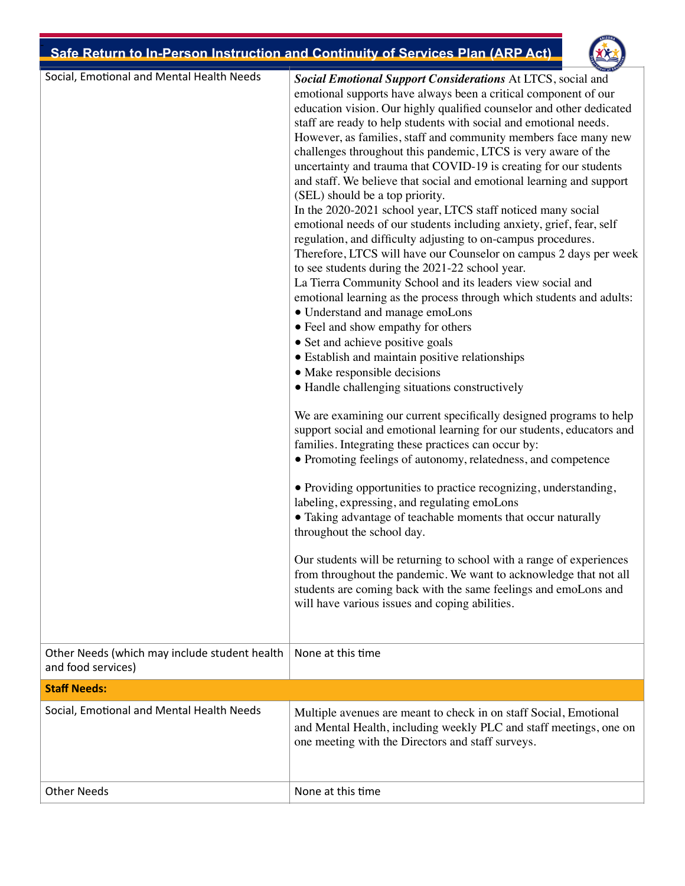| Social, Emotional and Mental Health Needs | ***Social Emotional Support Considerations*** At LTCS, social and emotional supports have always been a critical component of our education vision. Our highly qualified counselor and other dedicated staff are ready to help students with social and emotional needs. However, as families, staff and community members face many new challenges throughout this pandemic, LTCS is very aware of the uncertainty and trauma that COVID-19 is creating for our students and staff. We believe that social and emotional learning and support (SEL) should be a top priority.<br>In the 2020-2021 school year, LTCS staff noticed many social emotional needs of our students including anxiety, grief, fear, self regulation, and difficulty adjusting to on-campus procedures. Therefore, LTCS will have our Counselor on campus 2 days per week to see students during the 2021-22 school year.<br>La Tierra Community School and its leaders view social and emotional learning as the process through which students and adults:<br>• Understand and manage emoLons<br>• Feel and show empathy for others<br>• Set and achieve positive goals<br>• Establish and maintain positive relationships<br>• Make responsible decisions<br>• Handle challenging situations constructively<br><br>We are examining our current specifically designed programs to help support social and emotional learning for our students, educators and families. Integrating these practices can occur by:<br>• Promoting feelings of autonomy, relatedness, and competence<br><br>• Providing opportunities to practice recognizing, understanding, labeling, expressing, and regulating emoLons<br>• Taking advantage of teachable moments that occur naturally throughout the school day.<br><br>Our students will be returning to school with a range of experiences from throughout the pandemic. We want to acknowledge that not all students are coming back with the same feelings and emoLons and will have various issues and coping abilities. |
|---|---|
| Other Needs (which may include student health and food services) | None at this time |
| **Staff Needs:** | |
| Social, Emotional and Mental Health Needs | Multiple avenues are meant to check in on staff Social, Emotional and Mental Health, including weekly PLC and staff meetings, one on one meeting with the Directors and staff surveys. |
| Other Needs | None at this time |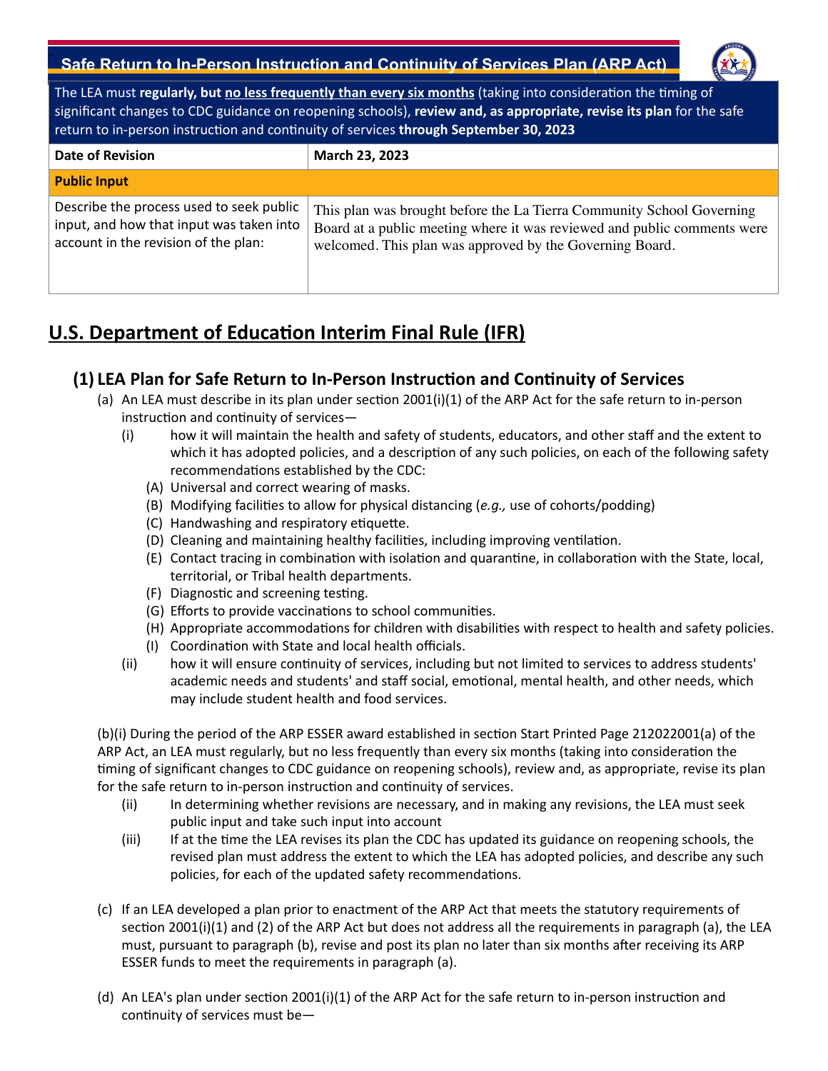**Safe Return to In-Person Instruction and Continuity of Services Plan (ARP Act)**

The LEA must **regularly, but no less frequently than every six months** (taking into consideration the timing of significant changes to CDC guidance on reopening schools), **review and, as appropriate, revise its plan** for the safe return to in-person instruction and continuity of services **through September 30, 2023**

| **Date of Revision** | **March 23, 2023** |
|---|---|
| **Public Input** | |
| Describe the process used to seek public input, and how that input was taken into account in the revision of the plan: | This plan was brought before the La Tierra Community School Governing Board at a public meeting where it was reviewed and public comments were welcomed. This plan was approved by the Governing Board. |

# U.S. Department of Education Interim Final Rule (IFR)

## (1) LEA Plan for Safe Return to In-Person Instruction and Continuity of Services

(a) An LEA must describe in its plan under section 2001(i)(1) of the ARP Act for the safe return to in-person instruction and continuity of services—

- (i) how it will maintain the health and safety of students, educators, and other staff and the extent to which it has adopted policies, and a description of any such policies, on each of the following safety recommendations established by the CDC:
  - (A) Universal and correct wearing of masks.
  - (B) Modifying facilities to allow for physical distancing (*e.g.,* use of cohorts/podding)
  - (C) Handwashing and respiratory etiquette.
  - (D) Cleaning and maintaining healthy facilities, including improving ventilation.
  - (E) Contact tracing in combination with isolation and quarantine, in collaboration with the State, local, territorial, or Tribal health departments.
  - (F) Diagnostic and screening testing.
  - (G) Efforts to provide vaccinations to school communities.
  - (H) Appropriate accommodations for children with disabilities with respect to health and safety policies.
  - (I) Coordination with State and local health officials.
- (ii) how it will ensure continuity of services, including but not limited to services to address students' academic needs and students' and staff social, emotional, mental health, and other needs, which may include student health and food services.

(b)(i) During the period of the ARP ESSER award established in section Start Printed Page 212022001(a) of the ARP Act, an LEA must regularly, but no less frequently than every six months (taking into consideration the timing of significant changes to CDC guidance on reopening schools), review and, as appropriate, revise its plan for the safe return to in-person instruction and continuity of services.

- (ii) In determining whether revisions are necessary, and in making any revisions, the LEA must seek public input and take such input into account
- (iii) If at the time the LEA revises its plan the CDC has updated its guidance on reopening schools, the revised plan must address the extent to which the LEA has adopted policies, and describe any such policies, for each of the updated safety recommendations.

(c) If an LEA developed a plan prior to enactment of the ARP Act that meets the statutory requirements of section 2001(i)(1) and (2) of the ARP Act but does not address all the requirements in paragraph (a), the LEA must, pursuant to paragraph (b), revise and post its plan no later than six months after receiving its ARP ESSER funds to meet the requirements in paragraph (a).

(d) An LEA's plan under section 2001(i)(1) of the ARP Act for the safe return to in-person instruction and continuity of services must be—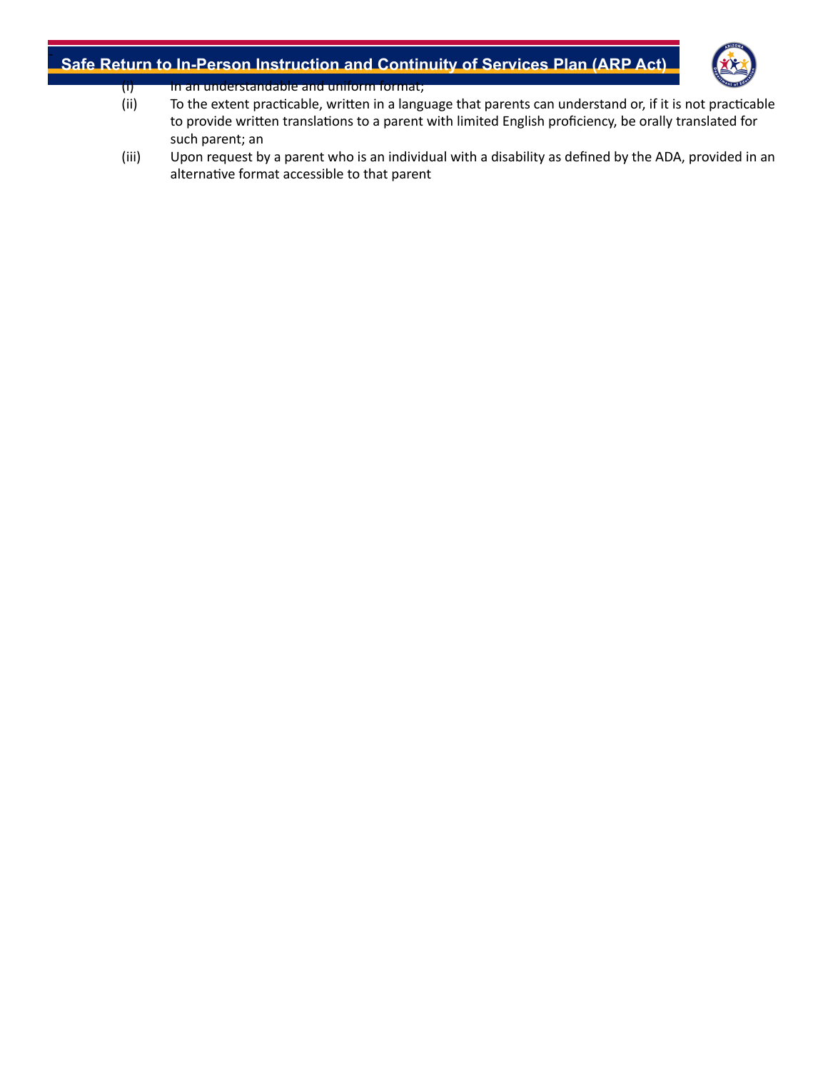(i) In an understandable and uniform format;

(ii) To the extent practicable, written in a language that parents can understand or, if it is not practicable to provide written translations to a parent with limited English proficiency, be orally translated for such parent; an

(iii) Upon request by a parent who is an individual with a disability as defined by the ADA, provided in an alternative format accessible to that parent